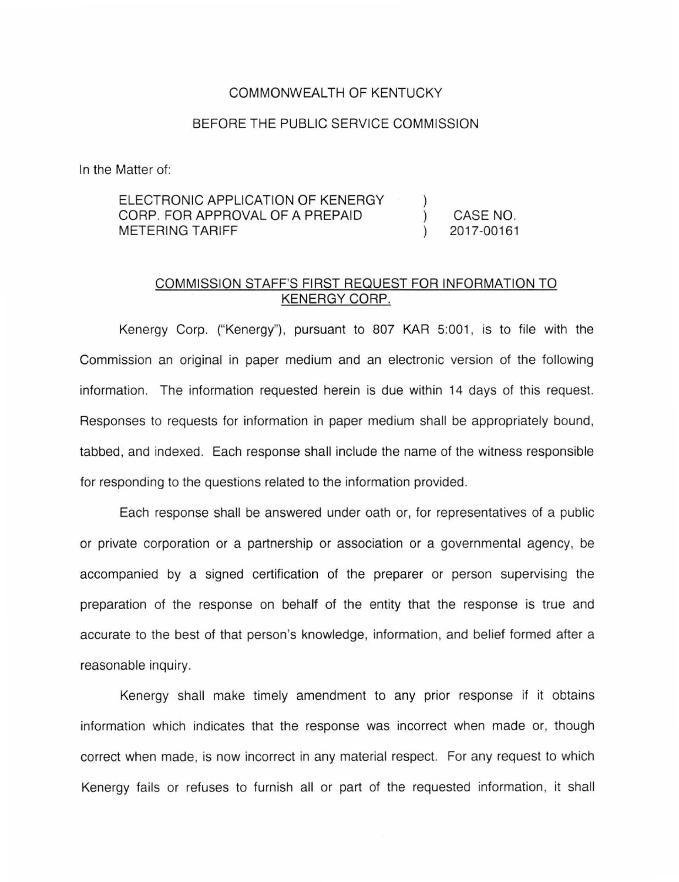COMMONWEALTH OF KENTUCKY

BEFORE THE PUBLIC SERVICE COMMISSION

In the Matter of:

| | | |
|---|---|---|
| ELECTRONIC APPLICATION OF KENERGY CORP. FOR APPROVAL OF A PREPAID METERING TARIFF | ) ) ) | CASE NO. 2017-00161 |

COMMISSION STAFF'S FIRST REQUEST FOR INFORMATION TO KENERGY CORP.

Kenergy Corp. ("Kenergy"), pursuant to 807 KAR 5:001, is to file with the Commission an original in paper medium and an electronic version of the following information. The information requested herein is due within 14 days of this request. Responses to requests for information in paper medium shall be appropriately bound, tabbed, and indexed. Each response shall include the name of the witness responsible for responding to the questions related to the information provided.

Each response shall be answered under oath or, for representatives of a public or private corporation or a partnership or association or a governmental agency, be accompanied by a signed certification of the preparer or person supervising the preparation of the response on behalf of the entity that the response is true and accurate to the best of that person's knowledge, information, and belief formed after a reasonable inquiry.

Kenergy shall make timely amendment to any prior response if it obtains information which indicates that the response was incorrect when made or, though correct when made, is now incorrect in any material respect. For any request to which Kenergy fails or refuses to furnish all or part of the requested information, it shall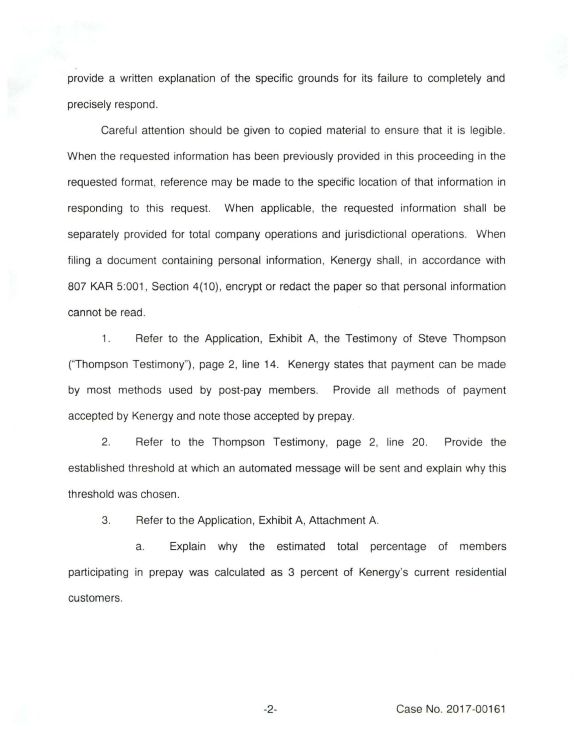provide a written explanation of the specific grounds for its failure to completely and precisely respond.

Careful attention should be given to copied material to ensure that it is legible. When the requested information has been previously provided in this proceeding in the requested format, reference may be made to the specific location of that information in responding to this request. When applicable, the requested information shall be separately provided for total company operations and jurisdictional operations. When filing a document containing personal information, Kenergy shall, in accordance with 807 KAR 5:001, Section 4(10), encrypt or redact the paper so that personal information cannot be read.

1. Refer to the Application, Exhibit A, the Testimony of Steve Thompson ("Thompson Testimony"), page 2, line 14. Kenergy states that payment can be made by most methods used by post-pay members. Provide all methods of payment accepted by Kenergy and note those accepted by prepay.

2. Refer to the Thompson Testimony, page 2, line 20. Provide the established threshold at which an automated message will be sent and explain why this threshold was chosen.

3. Refer to the Application, Exhibit A, Attachment A.

   a. Explain why the estimated total percentage of members participating in prepay was calculated as 3 percent of Kenergy's current residential customers.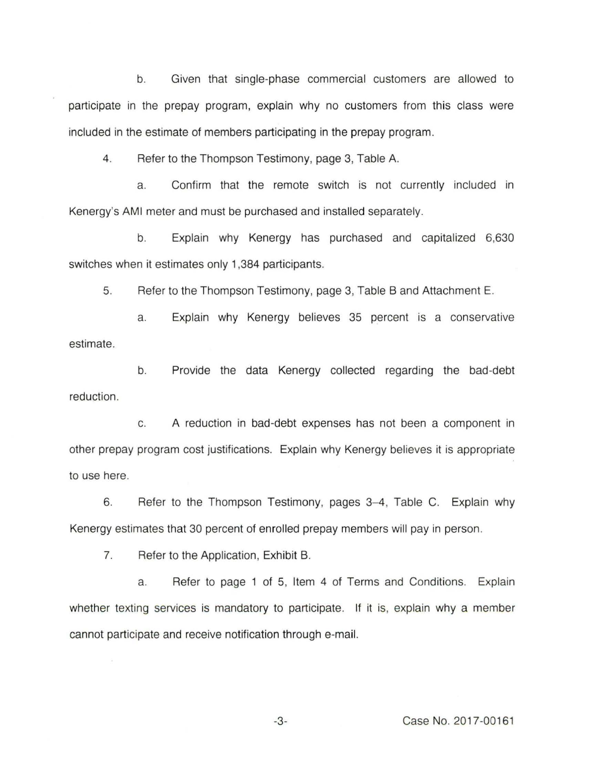b. Given that single-phase commercial customers are allowed to participate in the prepay program, explain why no customers from this class were included in the estimate of members participating in the prepay program.

4. Refer to the Thompson Testimony, page 3, Table A.

a. Confirm that the remote switch is not currently included in Kenergy's AMI meter and must be purchased and installed separately.

b. Explain why Kenergy has purchased and capitalized 6,630 switches when it estimates only 1,384 participants.

5. Refer to the Thompson Testimony, page 3, Table B and Attachment E.

a. Explain why Kenergy believes 35 percent is a conservative estimate.

b. Provide the data Kenergy collected regarding the bad-debt reduction.

c. A reduction in bad-debt expenses has not been a component in other prepay program cost justifications. Explain why Kenergy believes it is appropriate to use here.

6. Refer to the Thompson Testimony, pages 3–4, Table C. Explain why Kenergy estimates that 30 percent of enrolled prepay members will pay in person.

7. Refer to the Application, Exhibit B.

a. Refer to page 1 of 5, Item 4 of Terms and Conditions. Explain whether texting services is mandatory to participate. If it is, explain why a member cannot participate and receive notification through e-mail.

Case No. 2017-00161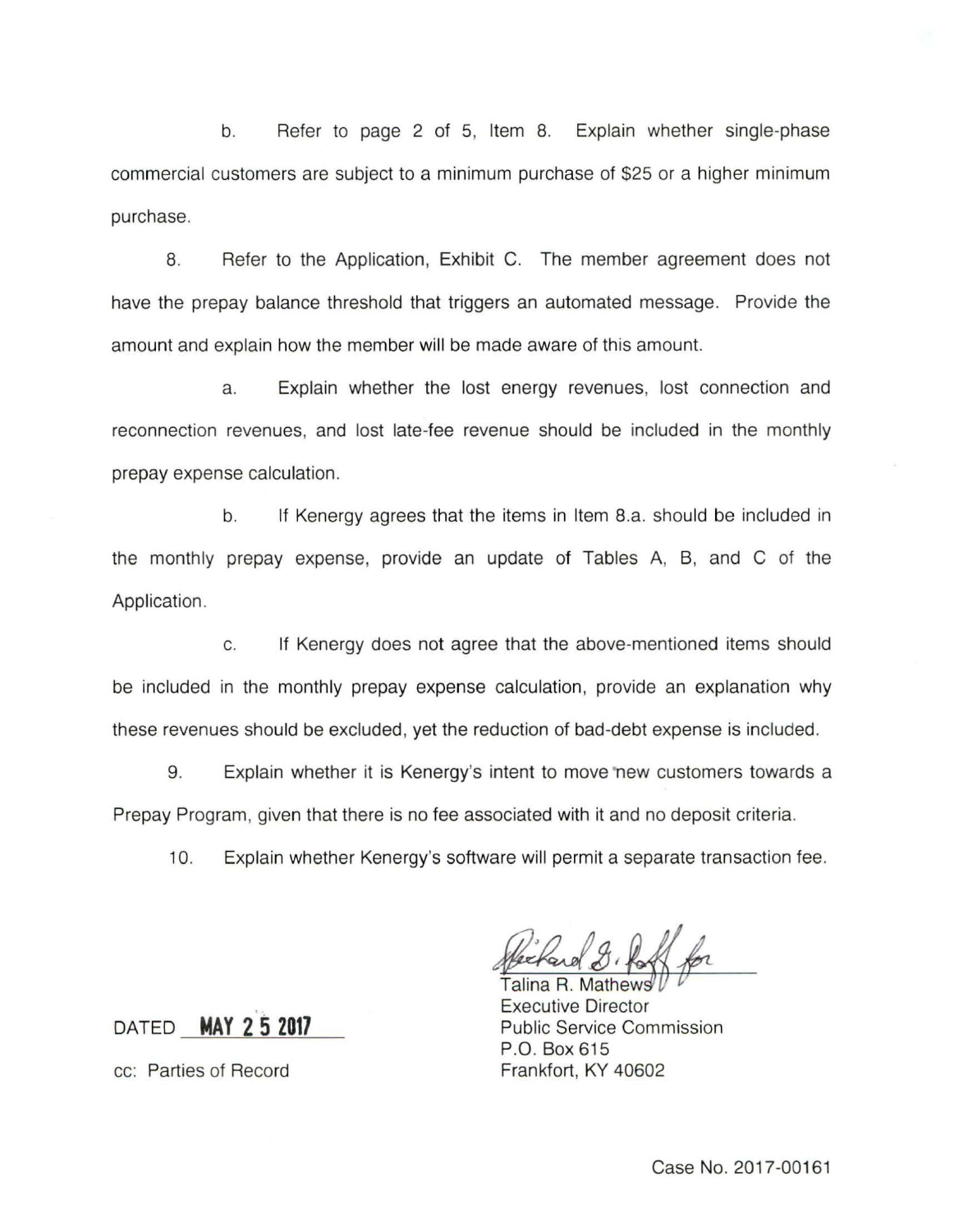b. Refer to page 2 of 5, Item 8. Explain whether single-phase commercial customers are subject to a minimum purchase of $25 or a higher minimum purchase.

8. Refer to the Application, Exhibit C. The member agreement does not have the prepay balance threshold that triggers an automated message. Provide the amount and explain how the member will be made aware of this amount.

a. Explain whether the lost energy revenues, lost connection and reconnection revenues, and lost late-fee revenue should be included in the monthly prepay expense calculation.

b. If Kenergy agrees that the items in Item 8.a. should be included in the monthly prepay expense, provide an update of Tables A, B, and C of the Application.

c. If Kenergy does not agree that the above-mentioned items should be included in the monthly prepay expense calculation, provide an explanation why these revenues should be excluded, yet the reduction of bad-debt expense is included.

9. Explain whether it is Kenergy's intent to move new customers towards a Prepay Program, given that there is no fee associated with it and no deposit criteria.

10. Explain whether Kenergy's software will permit a separate transaction fee.

Richard G. Raff for
Talina R. Mathews
Executive Director
Public Service Commission
P.O. Box 615
Frankfort, KY 40602

DATED **MAY 25 2017**

cc: Parties of Record

Case No. 2017-00161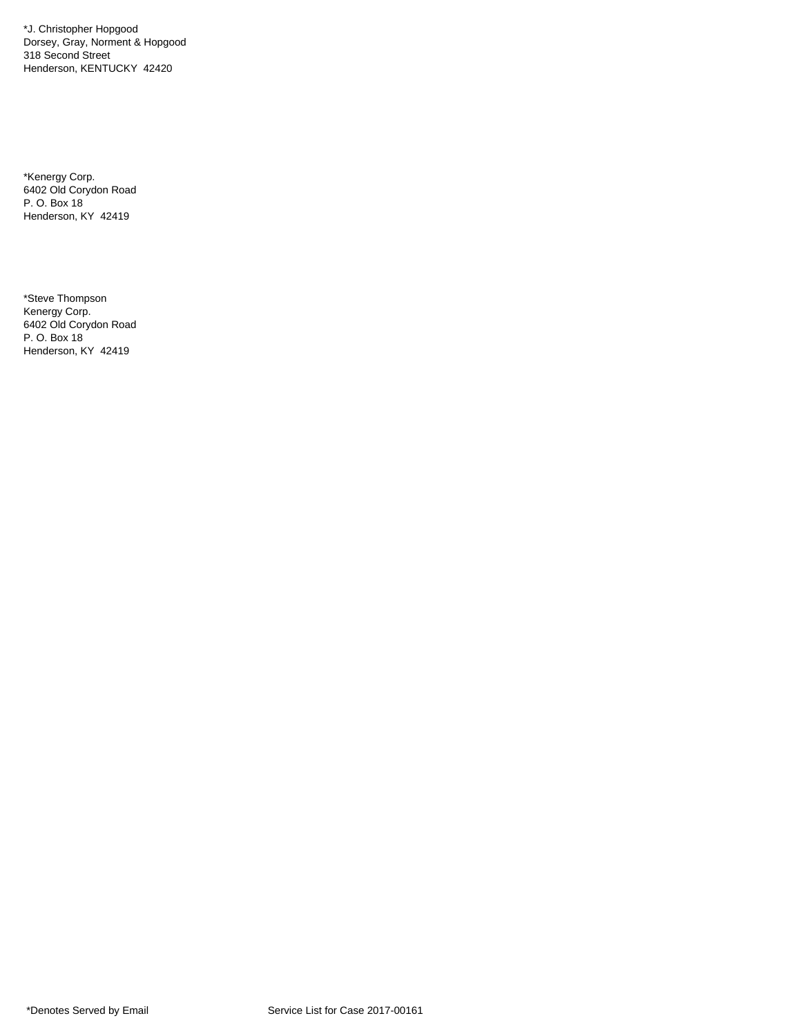*J. Christopher Hopgood
Dorsey, Gray, Norment & Hopgood
318 Second Street
Henderson, KENTUCKY  42420

*Kenergy Corp.
6402 Old Corydon Road
P. O. Box 18
Henderson, KY  42419

*Steve Thompson
Kenergy Corp.
6402 Old Corydon Road
P. O. Box 18
Henderson, KY  42419

*Denotes Served by Email

Service List for Case 2017-00161